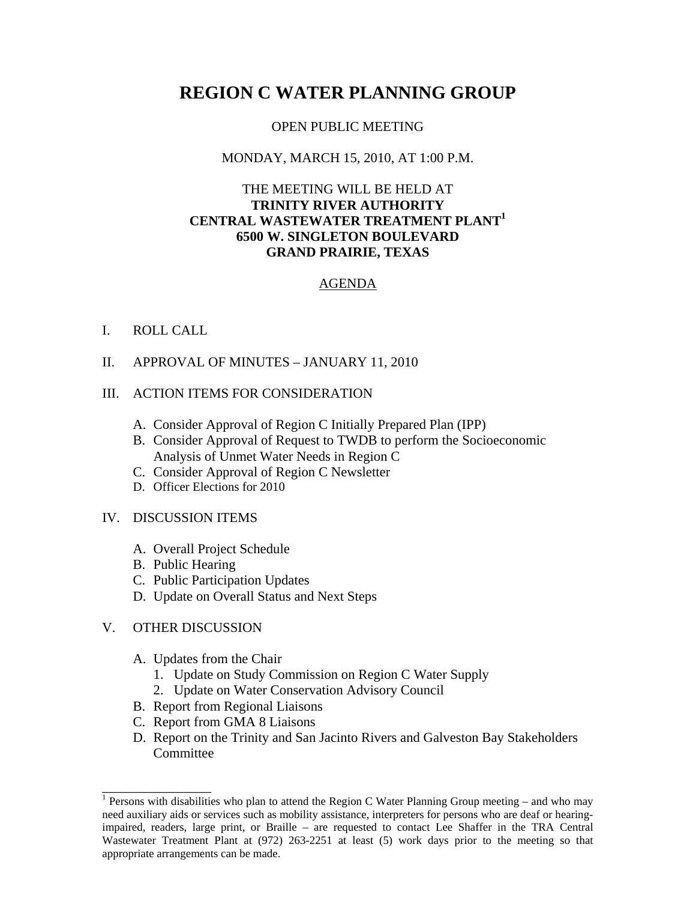# REGION C WATER PLANNING GROUP

OPEN PUBLIC MEETING

MONDAY, MARCH 15, 2010, AT 1:00 P.M.

THE MEETING WILL BE HELD AT
**TRINITY RIVER AUTHORITY**
**CENTRAL WASTEWATER TREATMENT PLANT[1]**
**6500 W. SINGLETON BOULEVARD**
**GRAND PRAIRIE, TEXAS**

## AGENDA

I. ROLL CALL

II. APPROVAL OF MINUTES – JANUARY 11, 2010

III. ACTION ITEMS FOR CONSIDERATION

   A. Consider Approval of Region C Initially Prepared Plan (IPP)
   B. Consider Approval of Request to TWDB to perform the Socioeconomic Analysis of Unmet Water Needs in Region C
   C. Consider Approval of Region C Newsletter
   D. Officer Elections for 2010

IV. DISCUSSION ITEMS

   A. Overall Project Schedule
   B. Public Hearing
   C. Public Participation Updates
   D. Update on Overall Status and Next Steps

V. OTHER DISCUSSION

   A. Updates from the Chair
      1. Update on Study Commission on Region C Water Supply
      2. Update on Water Conservation Advisory Council
   B. Report from Regional Liaisons
   C. Report from GMA 8 Liaisons
   D. Report on the Trinity and San Jacinto Rivers and Galveston Bay Stakeholders Committee

---

[1] Persons with disabilities who plan to attend the Region C Water Planning Group meeting – and who may need auxiliary aids or services such as mobility assistance, interpreters for persons who are deaf or hearing-impaired, readers, large print, or Braille – are requested to contact Lee Shaffer in the TRA Central Wastewater Treatment Plant at (972) 263-2251 at least (5) work days prior to the meeting so that appropriate arrangements can be made.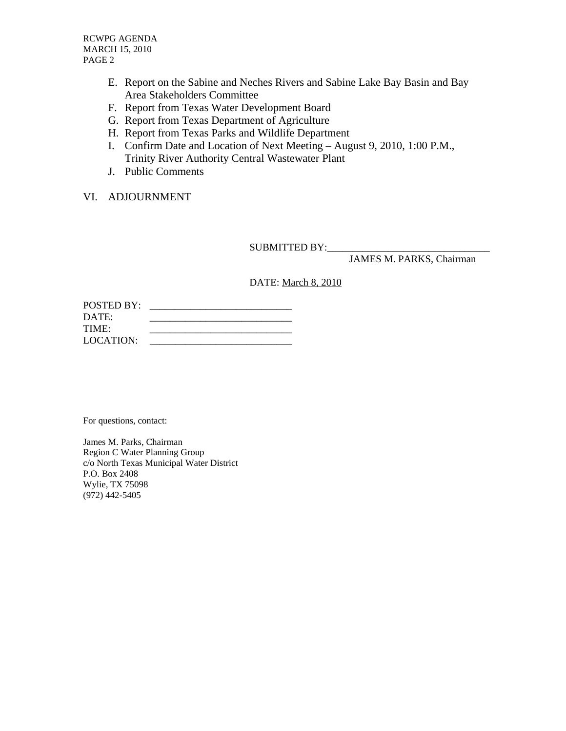E. Report on the Sabine and Neches Rivers and Sabine Lake Bay Basin and Bay Area Stakeholders Committee
F. Report from Texas Water Development Board
G. Report from Texas Department of Agriculture
H. Report from Texas Parks and Wildlife Department
I. Confirm Date and Location of Next Meeting – August 9, 2010, 1:00 P.M., Trinity River Authority Central Wastewater Plant
J. Public Comments

VI. ADJOURNMENT

SUBMITTED BY:______________________________
JAMES M. PARKS, Chairman

DATE: March 8, 2010

POSTED BY: ___________________________
DATE: ___________________________
TIME: ___________________________
LOCATION: ___________________________

For questions, contact:

James M. Parks, Chairman
Region C Water Planning Group
c/o North Texas Municipal Water District
P.O. Box 2408
Wylie, TX 75098
(972) 442-5405